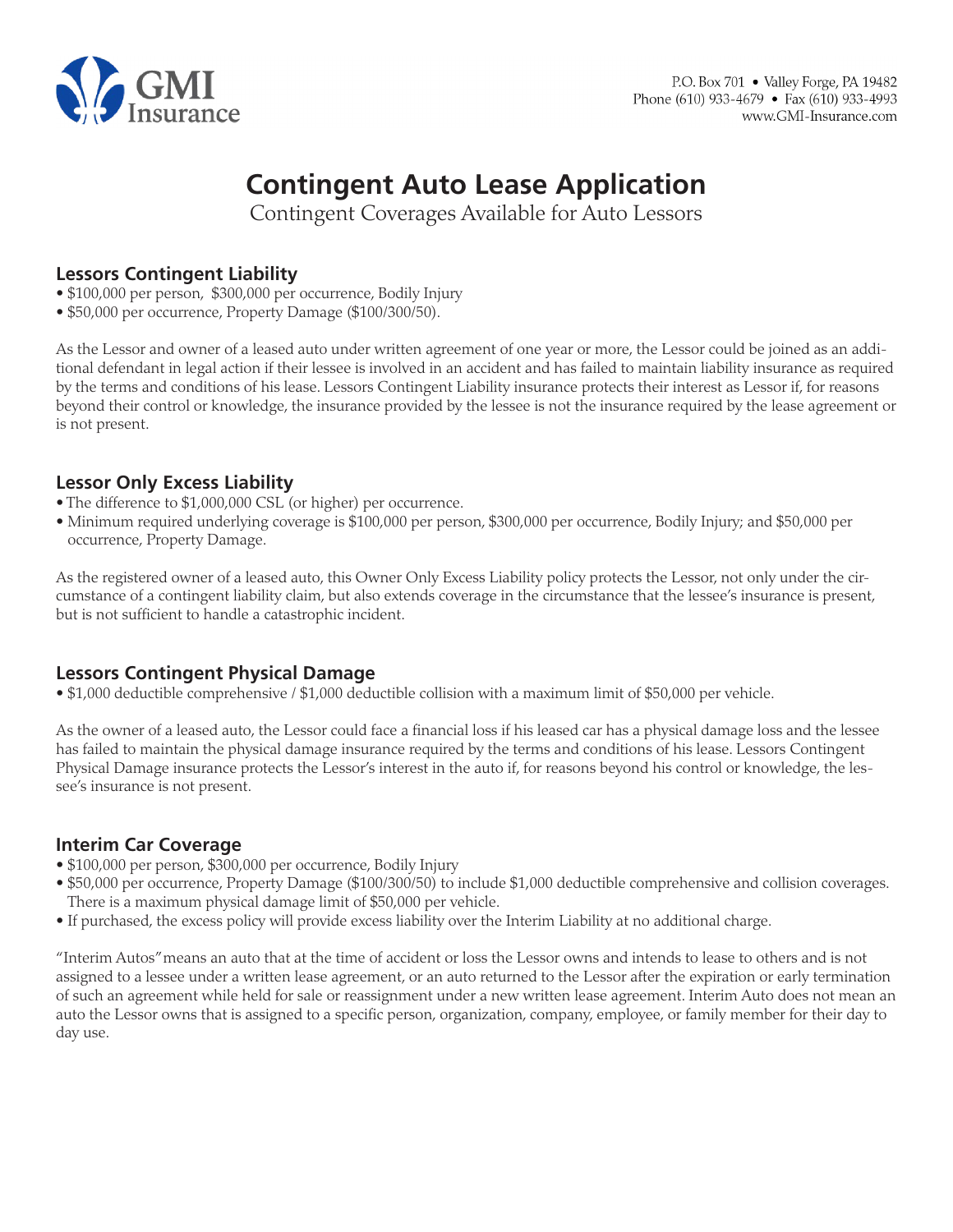GMI Insurance

P.O. Box 701 • Valley Forge, PA 19482
Phone (610) 933-4679 • Fax (610) 933-4993
www.GMI-Insurance.com

# Contingent Auto Lease Application

Contingent Coverages Available for Auto Lessors

## Lessors Contingent Liability

- $100,000 per person, $300,000 per occurrence, Bodily Injury
- $50,000 per occurrence, Property Damage ($100/300/50).

As the Lessor and owner of a leased auto under written agreement of one year or more, the Lessor could be joined as an additional defendant in legal action if their lessee is involved in an accident and has failed to maintain liability insurance as required by the terms and conditions of his lease. Lessors Contingent Liability insurance protects their interest as Lessor if, for reasons beyond their control or knowledge, the insurance provided by the lessee is not the insurance required by the lease agreement or is not present.

## Lessor Only Excess Liability

- The difference to $1,000,000 CSL (or higher) per occurrence.
- Minimum required underlying coverage is $100,000 per person, $300,000 per occurrence, Bodily Injury; and $50,000 per occurrence, Property Damage.

As the registered owner of a leased auto, this Owner Only Excess Liability policy protects the Lessor, not only under the circumstance of a contingent liability claim, but also extends coverage in the circumstance that the lessee's insurance is present, but is not sufficient to handle a catastrophic incident.

## Lessors Contingent Physical Damage

- $1,000 deductible comprehensive / $1,000 deductible collision with a maximum limit of $50,000 per vehicle.

As the owner of a leased auto, the Lessor could face a financial loss if his leased car has a physical damage loss and the lessee has failed to maintain the physical damage insurance required by the terms and conditions of his lease. Lessors Contingent Physical Damage insurance protects the Lessor's interest in the auto if, for reasons beyond his control or knowledge, the lessee's insurance is not present.

## Interim Car Coverage

- $100,000 per person, $300,000 per occurrence, Bodily Injury
- $50,000 per occurrence, Property Damage ($100/300/50) to include $1,000 deductible comprehensive and collision coverages. There is a maximum physical damage limit of $50,000 per vehicle.
- If purchased, the excess policy will provide excess liability over the Interim Liability at no additional charge.

"Interim Autos" means an auto that at the time of accident or loss the Lessor owns and intends to lease to others and is not assigned to a lessee under a written lease agreement, or an auto returned to the Lessor after the expiration or early termination of such an agreement while held for sale or reassignment under a new written lease agreement. Interim Auto does not mean an auto the Lessor owns that is assigned to a specific person, organization, company, employee, or family member for their day to day use.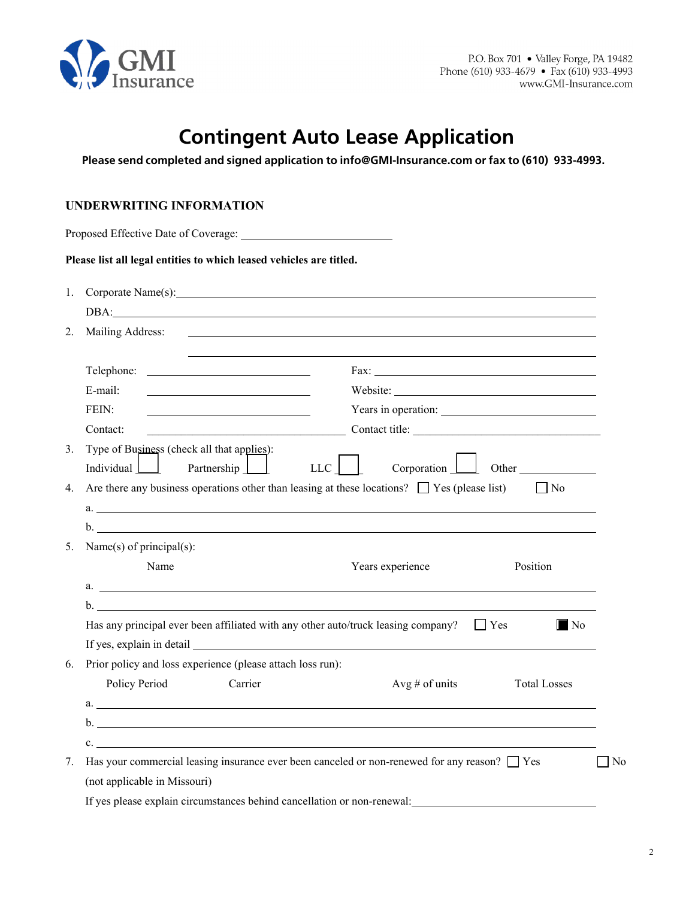GMI Insurance

P.O. Box 701 • Valley Forge, PA 19482
Phone (610) 933-4679 • Fax (610) 933-4993
www.GMI-Insurance.com

# Contingent Auto Lease Application

**Please send completed and signed application to info@GMI-Insurance.com or fax to (610) 933-4993.**

## UNDERWRITING INFORMATION

Proposed Effective Date of Coverage: ___________________________

**Please list all legal entities to which leased vehicles are titled.**

1. Corporate Name(s): ___________________________
   DBA: ___________________________
2. Mailing Address: ___________________________
   ___________________________

   Telephone: ___________________________ Fax: ___________________________
   E-mail: ___________________________ Website: ___________________________
   FEIN: ___________________________ Years in operation: ___________________________
   Contact: ___________________________ Contact title: ___________________________
3. Type of Business (check all that applies):
   Individual ☐ Partnership ☐ LLC ☐ Corporation ☐ Other ___________
4. Are there any business operations other than leasing at these locations? ☐ Yes (please list) ☐ No
   a. ___________________________
   b. ___________________________
5. Name(s) of principal(s):

   | Name | Years experience | Position |
   |---|---|---|
   | a. | | |
   | b. | | |

   Has any principal ever been affiliated with any other auto/truck leasing company? ☐ Yes ☒ No
   If yes, explain in detail ___________________________
6. Prior policy and loss experience (please attach loss run):

   | Policy Period | Carrier | Avg # of units | Total Losses |
   |---|---|---|---|
   | a. | | | |
   | b. | | | |
   | c. | | | |

7. Has your commercial leasing insurance ever been canceled or non-renewed for any reason? ☐ Yes ☐ No
   (not applicable in Missouri)
   If yes please explain circumstances behind cancellation or non-renewal: ___________________________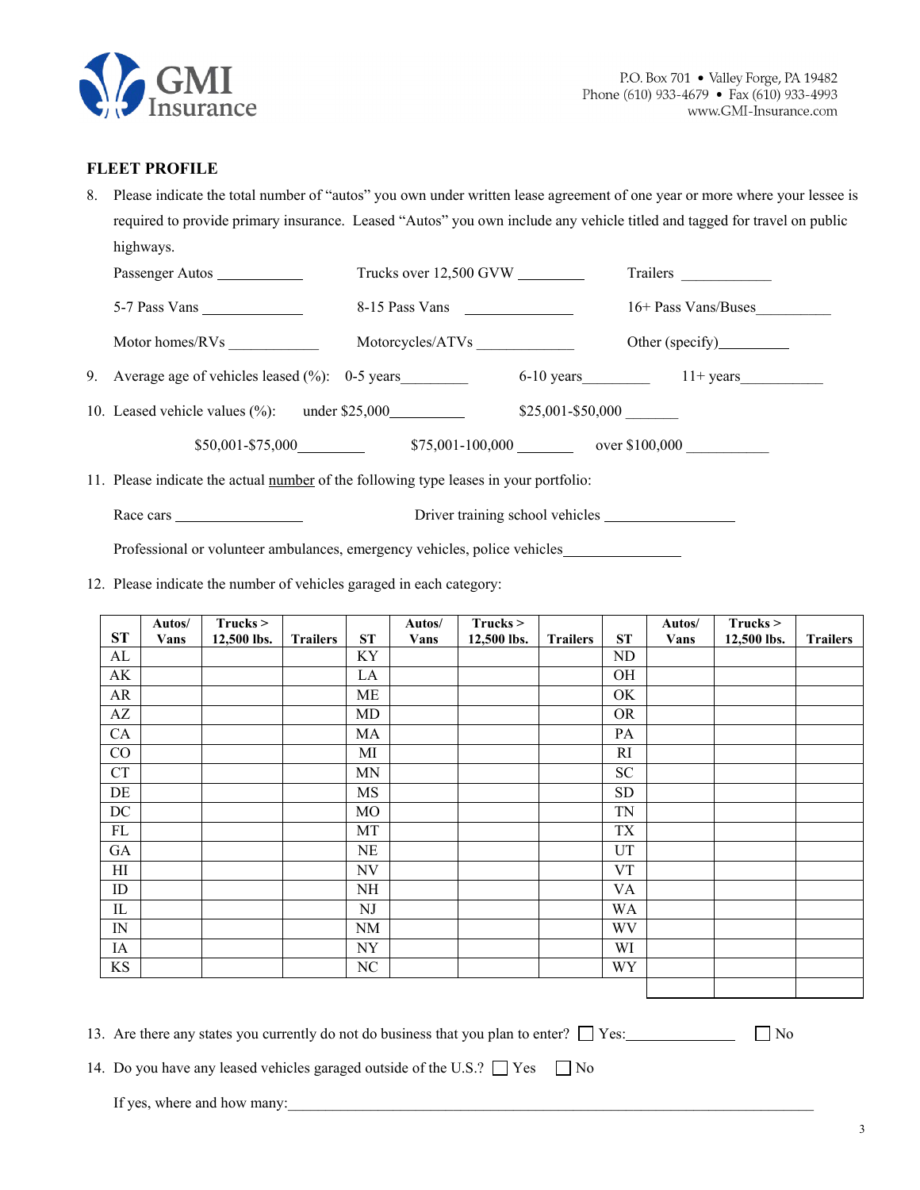GMI Insurance

P.O. Box 701 • Valley Forge, PA 19482
Phone (610) 933-4679 • Fax (610) 933-4993
www.GMI-Insurance.com

## FLEET PROFILE

8. Please indicate the total number of "autos" you own under written lease agreement of one year or more where your lessee is required to provide primary insurance. Leased "Autos" you own include any vehicle titled and tagged for travel on public highways.

   Passenger Autos ___________ Trucks over 12,500 GVW _________ Trailers ____________

   5-7 Pass Vans _____________ 8-15 Pass Vans _______________ 16+ Pass Vans/Buses__________

   Motor homes/RVs ____________ Motorcycles/ATVs _____________ Other (specify)_________

9. Average age of vehicles leased (%): 0-5 years_________ 6-10 years_________ 11+ years___________

10. Leased vehicle values (%): under $25,000__________ $25,001-$50,000 _______

    $50,001-$75,000_________ $75,001-100,000 _______ over $100,000 ___________

11. Please indicate the actual number of the following type leases in your portfolio:

    Race cars _________________ Driver training school vehicles _________________

    Professional or volunteer ambulances, emergency vehicles, police vehicles_______________

12. Please indicate the number of vehicles garaged in each category:

| ST | Autos/ Vans | Trucks > 12,500 lbs. | Trailers | ST | Autos/ Vans | Trucks > 12,500 lbs. | Trailers | ST | Autos/ Vans | Trucks > 12,500 lbs. | Trailers |
|---|---|---|---|---|---|---|---|---|---|---|---|
| AL | | | | KY | | | | ND | | | |
| AK | | | | LA | | | | OH | | | |
| AR | | | | ME | | | | OK | | | |
| AZ | | | | MD | | | | OR | | | |
| CA | | | | MA | | | | PA | | | |
| CO | | | | MI | | | | RI | | | |
| CT | | | | MN | | | | SC | | | |
| DE | | | | MS | | | | SD | | | |
| DC | | | | MO | | | | TN | | | |
| FL | | | | MT | | | | TX | | | |
| GA | | | | NE | | | | UT | | | |
| HI | | | | NV | | | | VT | | | |
| ID | | | | NH | | | | VA | | | |
| IL | | | | NJ | | | | WA | | | |
| IN | | | | NM | | | | WV | | | |
| IA | | | | NY | | | | WI | | | |
| KS | | | | NC | | | | WY | | | |
| | | | | | | | | | | | |

13. Are there any states you currently do not do business that you plan to enter? ☐ Yes:______________ ☐ No

14. Do you have any leased vehicles garaged outside of the U.S.? ☐ Yes ☐ No

    If yes, where and how many:_________________________________________________________________________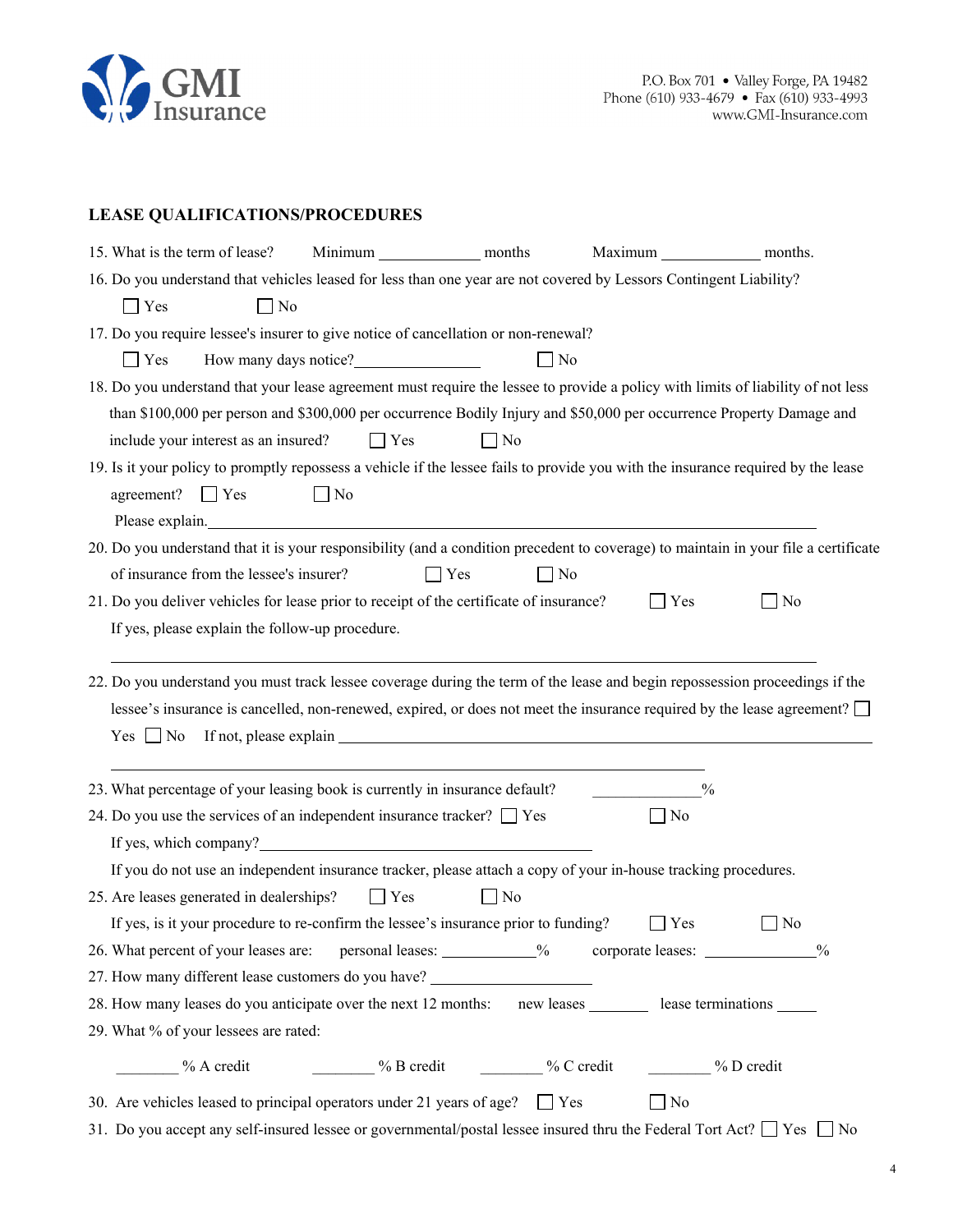GMI Insurance

P.O. Box 701 • Valley Forge, PA 19482
Phone (610) 933-4679 • Fax (610) 933-4993
www.GMI-Insurance.com

## LEASE QUALIFICATIONS/PROCEDURES

15. What is the term of lease? Minimum ____________ months Maximum ____________ months.

16. Do you understand that vehicles leased for less than one year are not covered by Lessors Contingent Liability?

    ☐ Yes ☐ No

17. Do you require lessee's insurer to give notice of cancellation or non-renewal?

    ☐ Yes How many days notice?_______________ ☐ No

18. Do you understand that your lease agreement must require the lessee to provide a policy with limits of liability of not less than $100,000 per person and $300,000 per occurrence Bodily Injury and $50,000 per occurrence Property Damage and include your interest as an insured? ☐ Yes ☐ No

19. Is it your policy to promptly repossess a vehicle if the lessee fails to provide you with the insurance required by the lease agreement? ☐ Yes ☐ No

    Please explain.________________________________________________________________

20. Do you understand that it is your responsibility (and a condition precedent to coverage) to maintain in your file a certificate of insurance from the lessee's insurer? ☐ Yes ☐ No

21. Do you deliver vehicles for lease prior to receipt of the certificate of insurance? ☐ Yes ☐ No

    If yes, please explain the follow-up procedure.

    ________________________________________________________________________________

22. Do you understand you must track lessee coverage during the term of the lease and begin repossession proceedings if the lessee's insurance is cancelled, non-renewed, expired, or does not meet the insurance required by the lease agreement? ☐ Yes ☐ No If not, please explain ______________________________________________

    ________________________________________________________________________________

23. What percentage of your leasing book is currently in insurance default? ____________%

24. Do you use the services of an independent insurance tracker? ☐ Yes ☐ No

    If yes, which company?____________________________________________

    If you do not use an independent insurance tracker, please attach a copy of your in-house tracking procedures.

25. Are leases generated in dealerships? ☐ Yes ☐ No

    If yes, is it your procedure to re-confirm the lessee's insurance prior to funding? ☐ Yes ☐ No

26. What percent of your leases are: personal leases: ___________% corporate leases: _____________%

27. How many different lease customers do you have? __________________

28. How many leases do you anticipate over the next 12 months: new leases _______ lease terminations _____

29. What % of your lessees are rated:

    ________% A credit ________% B credit ________% C credit ________% D credit

30. Are vehicles leased to principal operators under 21 years of age? ☐ Yes ☐ No

31. Do you accept any self-insured lessee or governmental/postal lessee insured thru the Federal Tort Act? ☐ Yes ☐ No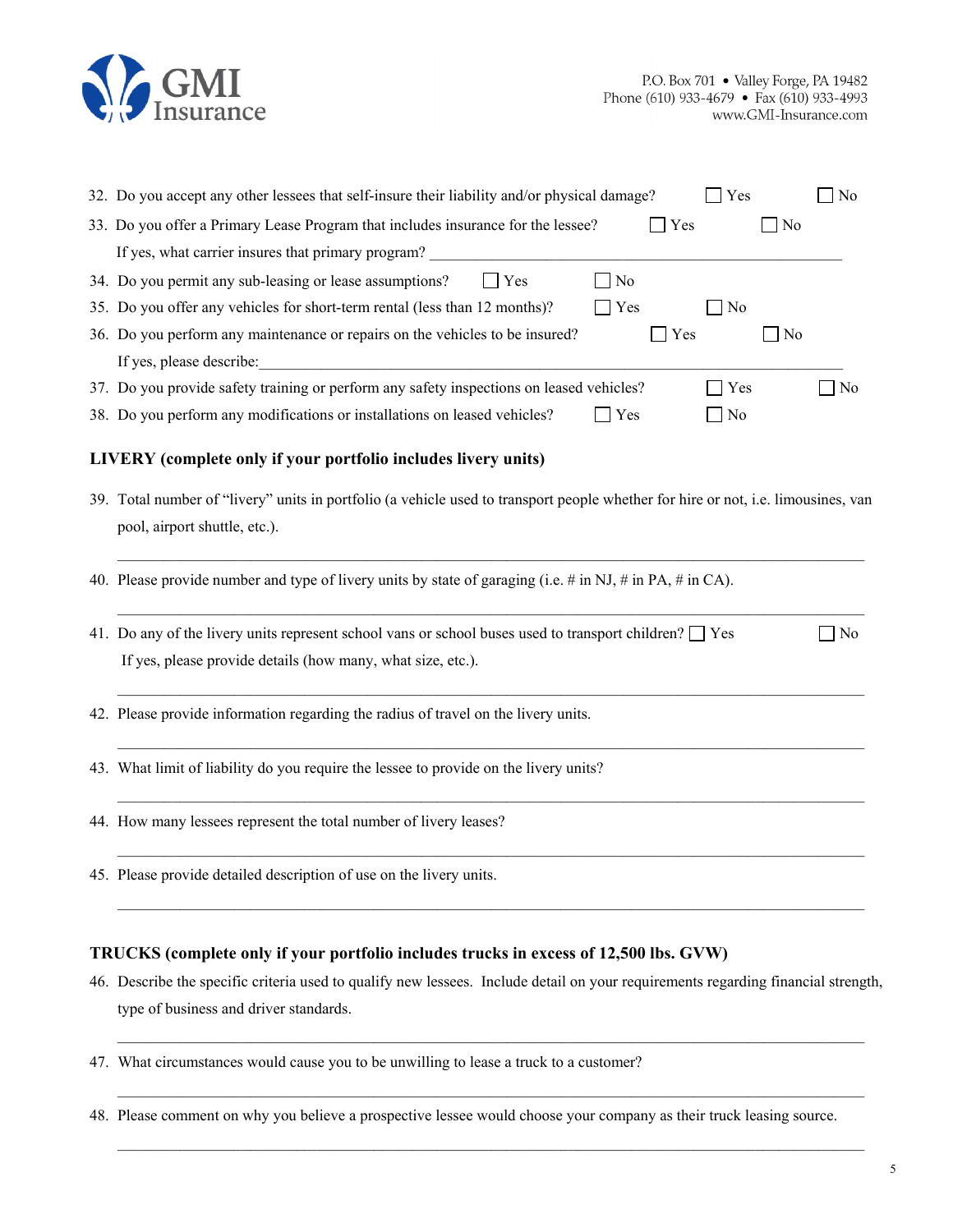32. Do you accept any other lessees that self-insure their liability and/or physical damage? ☐ Yes ☐ No

33. Do you offer a Primary Lease Program that includes insurance for the lessee? ☐ Yes ☐ No

    If yes, what carrier insures that primary program? ______________________________________________

34. Do you permit any sub-leasing or lease assumptions? ☐ Yes ☐ No

35. Do you offer any vehicles for short-term rental (less than 12 months)? ☐ Yes ☐ No

36. Do you perform any maintenance or repairs on the vehicles to be insured? ☐ Yes ☐ No

    If yes, please describe: ______________________________________________

37. Do you provide safety training or perform any safety inspections on leased vehicles? ☐ Yes ☐ No

38. Do you perform any modifications or installations on leased vehicles? ☐ Yes ☐ No

## LIVERY (complete only if your portfolio includes livery units)

39. Total number of "livery" units in portfolio (a vehicle used to transport people whether for hire or not, i.e. limousines, van pool, airport shuttle, etc.).

    ______________________________________________

40. Please provide number and type of livery units by state of garaging (i.e. # in NJ, # in PA, # in CA).

    ______________________________________________

41. Do any of the livery units represent school vans or school buses used to transport children? ☐ Yes ☐ No

    If yes, please provide details (how many, what size, etc.).

    ______________________________________________

42. Please provide information regarding the radius of travel on the livery units.

    ______________________________________________

43. What limit of liability do you require the lessee to provide on the livery units?

    ______________________________________________

44. How many lessees represent the total number of livery leases?

    ______________________________________________

45. Please provide detailed description of use on the livery units.

    ______________________________________________

## TRUCKS (complete only if your portfolio includes trucks in excess of 12,500 lbs. GVW)

46. Describe the specific criteria used to qualify new lessees. Include detail on your requirements regarding financial strength, type of business and driver standards.

    ______________________________________________

47. What circumstances would cause you to be unwilling to lease a truck to a customer?

    ______________________________________________

48. Please comment on why you believe a prospective lessee would choose your company as their truck leasing source.

    ______________________________________________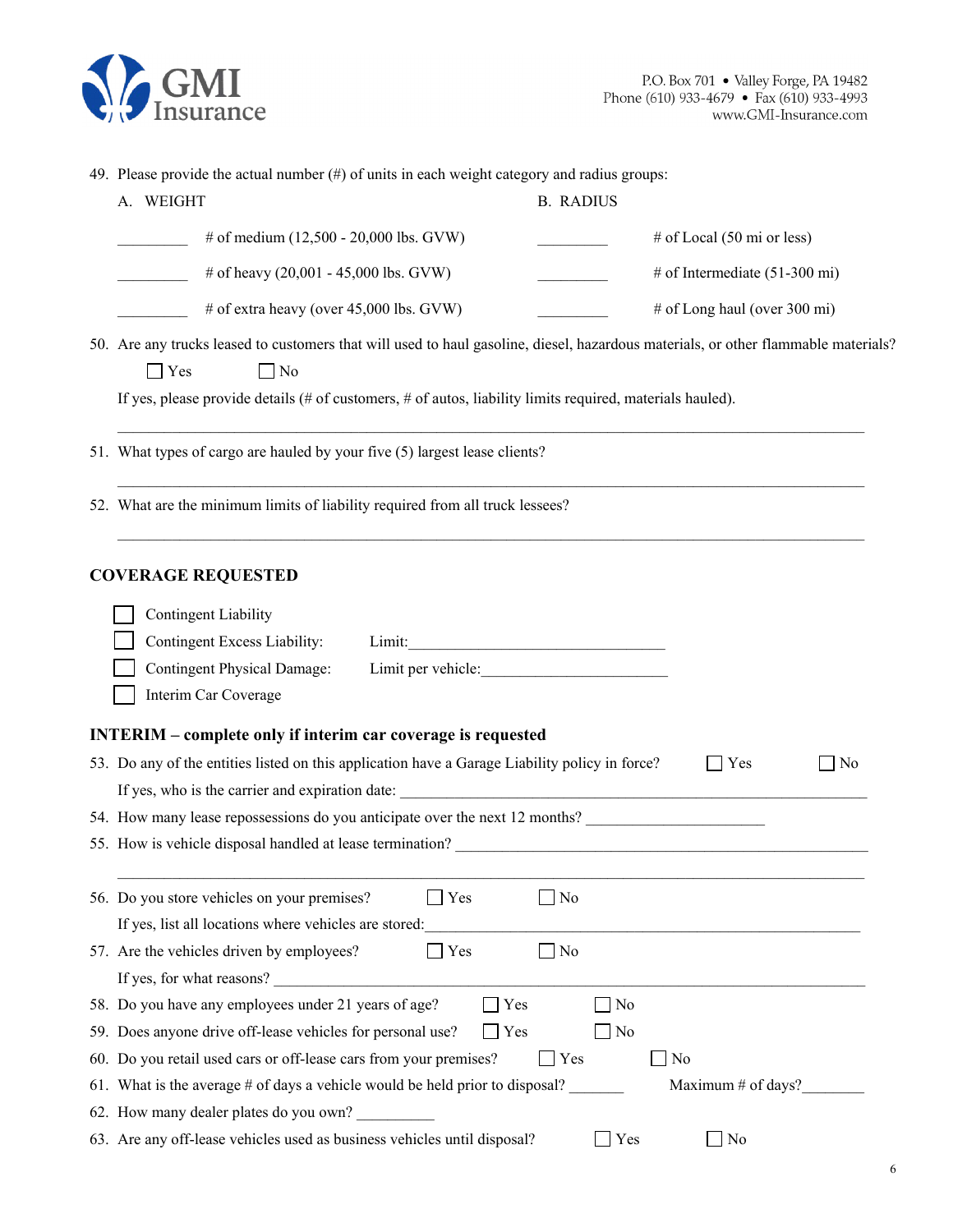49. Please provide the actual number (#) of units in each weight category and radius groups:

| A. WEIGHT | | B. RADIUS | |
|---|---|---|---|
| _________ | # of medium (12,500 - 20,000 lbs. GVW) | _________ | # of Local (50 mi or less) |
| _________ | # of heavy (20,001 - 45,000 lbs. GVW) | _________ | # of Intermediate (51-300 mi) |
| _________ | # of extra heavy (over 45,000 lbs. GVW) | _________ | # of Long haul (over 300 mi) |

50. Are any trucks leased to customers that will used to haul gasoline, diesel, hazardous materials, or other flammable materials?

☐ Yes ☐ No

If yes, please provide details (# of customers, # of autos, liability limits required, materials hauled).

_______________________________________________________________________________________

51. What types of cargo are hauled by your five (5) largest lease clients?

_______________________________________________________________________________________

52. What are the minimum limits of liability required from all truck lessees?

_______________________________________________________________________________________

## COVERAGE REQUESTED

☐ Contingent Liability

☐ Contingent Excess Liability: Limit:_______________________________

☐ Contingent Physical Damage: Limit per vehicle:______________________

☐ Interim Car Coverage

## INTERIM – complete only if interim car coverage is requested

53. Do any of the entities listed on this application have a Garage Liability policy in force? ☐ Yes ☐ No

If yes, who is the carrier and expiration date: ___________________________________________________

54. How many lease repossessions do you anticipate over the next 12 months? ______________________

55. How is vehicle disposal handled at lease termination? __________________________________________

_______________________________________________________________________________________

56. Do you store vehicles on your premises? ☐ Yes ☐ No

If yes, list all locations where vehicles are stored:_________________________________________________

57. Are the vehicles driven by employees? ☐ Yes ☐ No

If yes, for what reasons? _______________________________________________________________

58. Do you have any employees under 21 years of age? ☐ Yes ☐ No

59. Does anyone drive off-lease vehicles for personal use? ☐ Yes ☐ No

60. Do you retail used cars or off-lease cars from your premises? ☐ Yes ☐ No

61. What is the average # of days a vehicle would be held prior to disposal? _______ Maximum # of days?________

62. How many dealer plates do you own? __________

63. Are any off-lease vehicles used as business vehicles until disposal? ☐ Yes ☐ No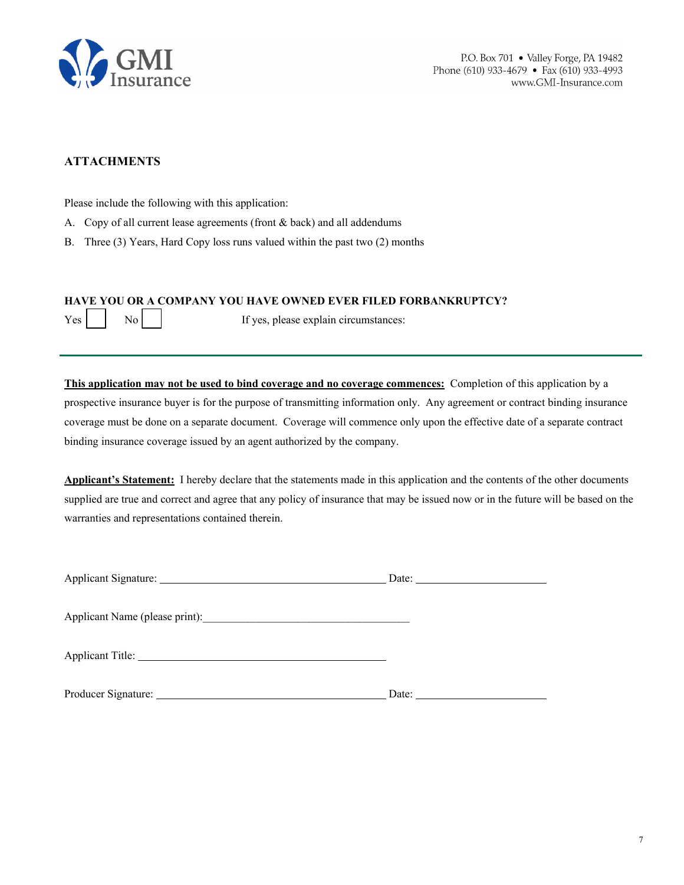GMI Insurance

P.O. Box 701 • Valley Forge, PA 19482
Phone (610) 933-4679 • Fax (610) 933-4993
www.GMI-Insurance.com

**ATTACHMENTS**

Please include the following with this application:

A. Copy of all current lease agreements (front & back) and all addendums

B. Three (3) Years, Hard Copy loss runs valued within the past two (2) months

**HAVE YOU OR A COMPANY YOU HAVE OWNED EVER FILED FORBANKRUPTCY?**

Yes ☐ No ☐ If yes, please explain circumstances:

---

**This application may not be used to bind coverage and no coverage commences:** Completion of this application by a prospective insurance buyer is for the purpose of transmitting information only. Any agreement or contract binding insurance coverage must be done on a separate document. Coverage will commence only upon the effective date of a separate contract binding insurance coverage issued by an agent authorized by the company.

**Applicant's Statement:** I hereby declare that the statements made in this application and the contents of the other documents supplied are true and correct and agree that any policy of insurance that may be issued now or in the future will be based on the warranties and representations contained therein.

Applicant Signature: ________________________________ Date: ____________________

Applicant Name (please print): ________________________________

Applicant Title: ________________________________

Producer Signature: ________________________________ Date: ____________________